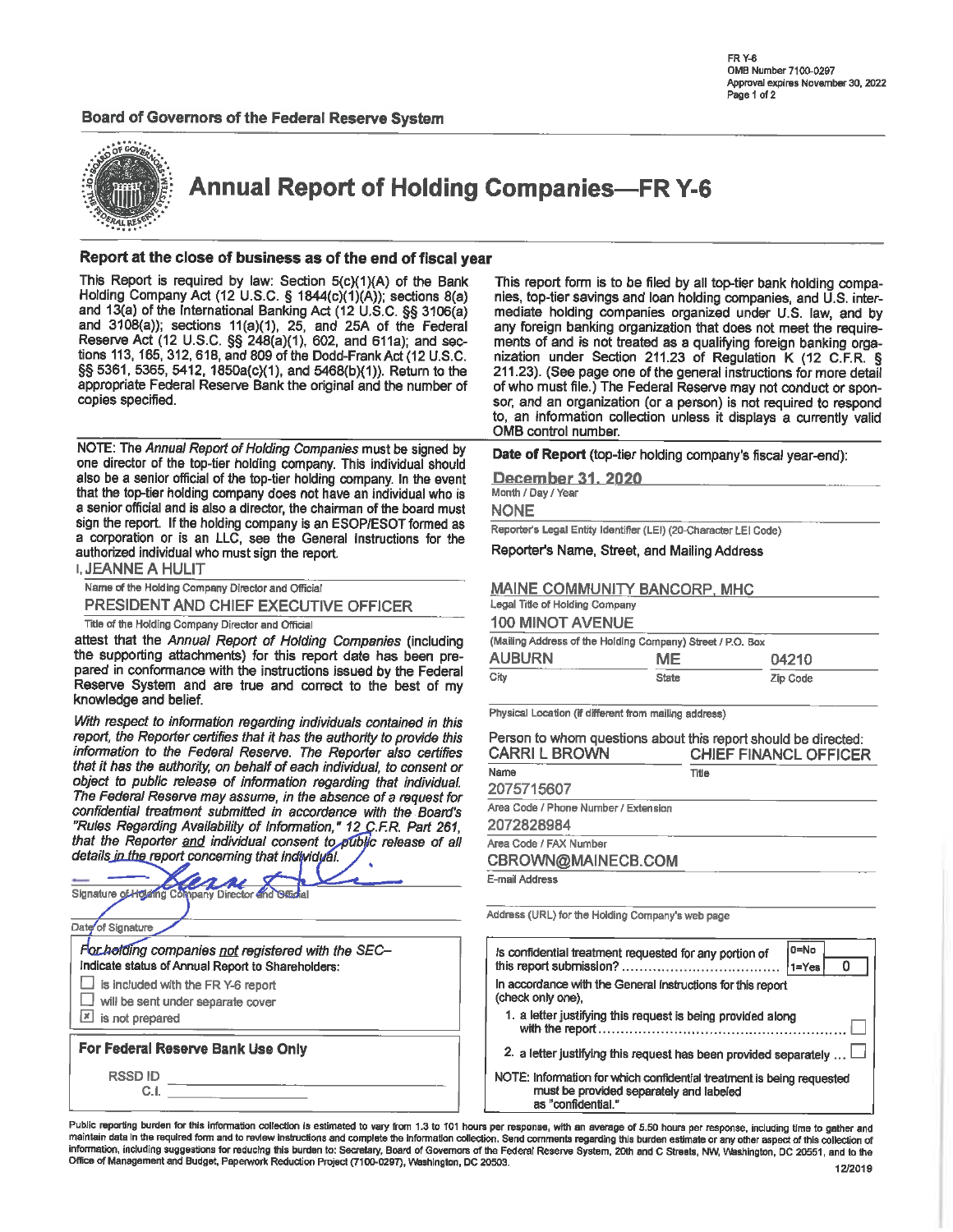FR Y-6
OMB Number 7100-0297
Approval expires November 30, 2022

**Board of Governors of the Federal Reserve System**

# Annual Report of Holding Companies—FR Y-6

## Report at the close of business as of the end of fiscal year

This Report is required by law: Section 5(c)(1)(A) of the Bank Holding Company Act (12 U.S.C. § 1844(c)(1)(A)); sections 8(a) and 13(a) of the International Banking Act (12 U.S.C. §§ 3106(a) and 3108(a)); sections 11(a)(1), 25, and 25A of the Federal Reserve Act (12 U.S.C. §§ 248(a)(1), 602, and 611a); and sections 113, 165, 312, 618, and 809 of the Dodd-Frank Act (12 U.S.C. §§ 5361, 5365, 5412, 1850a(c)(1), and 5468(b)(1)). Return to the appropriate Federal Reserve Bank the original and the number of copies specified.

This report form is to be filed by all top-tier bank holding companies, top-tier savings and loan holding companies, and U.S. intermediate holding companies organized under U.S. law, and by any foreign banking organization that does not meet the requirements of and is not treated as a qualifying foreign banking organization under Section 211.23 of Regulation K (12 C.F.R. § 211.23). (See page one of the general instructions for more detail of who must file.) The Federal Reserve may not conduct or sponsor, and an organization (or a person) is not required to respond to, an information collection unless it displays a currently valid OMB control number.

NOTE: The *Annual Report of Holding Companies* must be signed by one director of the top-tier holding company. This individual should also be a senior official of the top-tier holding company. In the event that the top-tier holding company does not have an individual who is a senior official and is also a director, the chairman of the board must sign the report. If the holding company is an ESOP/ESOT formed as a corporation or is an LLC, see the General Instructions for the authorized individual who must sign the report.

I, JEANNE A HULIT
Name of the Holding Company Director and Official

PRESIDENT AND CHIEF EXECUTIVE OFFICER
Title of the Holding Company Director and Official

attest that the *Annual Report of Holding Companies* (including the supporting attachments) for this report date has been prepared in conformance with the instructions issued by the Federal Reserve System and are true and correct to the best of my knowledge and belief.

*With respect to information regarding individuals contained in this report, the Reporter certifies that it has the authority to provide this information to the Federal Reserve. The Reporter also certifies that it has the authority, on behalf of each individual, to consent or object to public release of information regarding that individual. The Federal Reserve may assume, in the absence of a request for confidential treatment submitted in accordance with the Board's "Rules Regarding Availability of Information," 12 C.F.R. Part 261, that the Reporter and individual consent to public release of all details in the report concerning that individual.*

[Signature]
Signature of Holding Company Director and Official

Date of Signature

For holding companies *not* registered with the SEC–
Indicate status of Annual Report to Shareholders:

- ☐ is included with the FR Y-6 report
- ☐ will be sent under separate cover
- ☒ is not prepared

**For Federal Reserve Bank Use Only**

RSSD ID
C.I.

**Date of Report** (top-tier holding company's fiscal year-end):

December 31, 2020
Month / Day / Year

NONE
Reporter's Legal Entity Identifier (LEI) (20-Character LEI Code)

**Reporter's Name, Street, and Mailing Address**

MAINE COMMUNITY BANCORP, MHC
Legal Title of Holding Company

100 MINOT AVENUE
(Mailing Address of the Holding Company) Street / P.O. Box

| AUBURN | ME | 04210 |
|---|---|---|
| City | State | Zip Code |

Physical Location (if different from mailing address)

Person to whom questions about this report should be directed:

| CARRI L BROWN | CHIEF FINANCL OFFICER |
|---|---|
| Name | Title |

2075715607
Area Code / Phone Number / Extension

2072828984
Area Code / FAX Number

CBROWN@MAINECB.COM
E-mail Address

Address (URL) for the Holding Company's web page

Is confidential treatment requested for any portion of this report submission? (0=No, 1=Yes) **0**

In accordance with the General Instructions for this report (check only one),

1. a letter justifying this request is being provided along with the report ☐
2. a letter justifying this request has been provided separately ☐

NOTE: Information for which confidential treatment is being requested must be provided separately and labeled as "confidential."

Public reporting burden for this information collection is estimated to vary from 1.3 to 101 hours per response, with an average of 5.50 hours per response, including time to gather and maintain data in the required form and to review instructions and complete the information collection. Send comments regarding this burden estimate or any other aspect of this collection of information, including suggestions for reducing this burden to: Secretary, Board of Governors of the Federal Reserve System, 20th and C Streets, NW, Washington, DC 20551, and to the Office of Management and Budget, Paperwork Reduction Project (7100-0297), Washington, DC 20503.

12/2019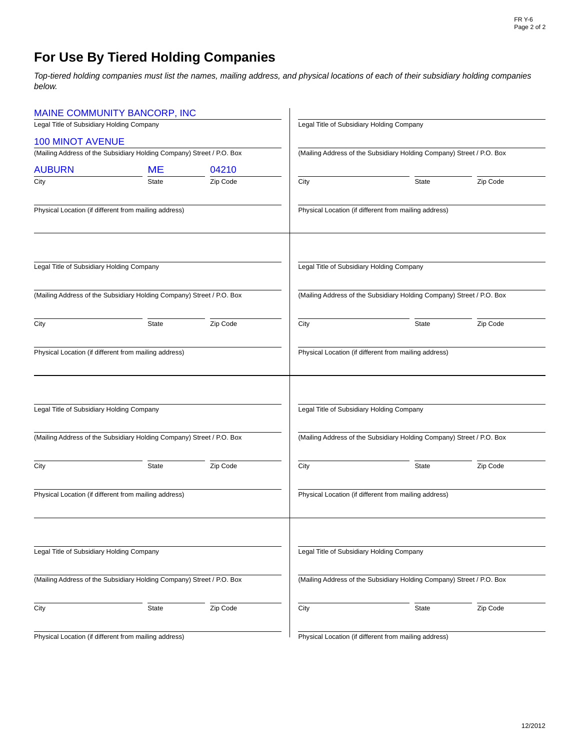# For Use By Tiered Holding Companies

*Top-tiered holding companies must list the names, mailing address, and physical locations of each of their subsidiary holding companies below.*

MAINE COMMUNITY BANCORP, INC
Legal Title of Subsidiary Holding Company

100 MINOT AVENUE
(Mailing Address of the Subsidiary Holding Company) Street / P.O. Box

| City | State | Zip Code |
|---|---|---|
| AUBURN | ME | 04210 |

Physical Location (if different from mailing address)

---

Legal Title of Subsidiary Holding Company

(Mailing Address of the Subsidiary Holding Company) Street / P.O. Box

City | State | Zip Code

Physical Location (if different from mailing address)

---

Legal Title of Subsidiary Holding Company

(Mailing Address of the Subsidiary Holding Company) Street / P.O. Box

City | State | Zip Code

Physical Location (if different from mailing address)

---

Legal Title of Subsidiary Holding Company

(Mailing Address of the Subsidiary Holding Company) Street / P.O. Box

City | State | Zip Code

Physical Location (if different from mailing address)

---

Legal Title of Subsidiary Holding Company

(Mailing Address of the Subsidiary Holding Company) Street / P.O. Box

City | State | Zip Code

Physical Location (if different from mailing address)

---

Legal Title of Subsidiary Holding Company

(Mailing Address of the Subsidiary Holding Company) Street / P.O. Box

City | State | Zip Code

Physical Location (if different from mailing address)

---

Legal Title of Subsidiary Holding Company

(Mailing Address of the Subsidiary Holding Company) Street / P.O. Box

City | State | Zip Code

Physical Location (if different from mailing address)

---

Legal Title of Subsidiary Holding Company

(Mailing Address of the Subsidiary Holding Company) Street / P.O. Box

City | State | Zip Code

Physical Location (if different from mailing address)

12/2012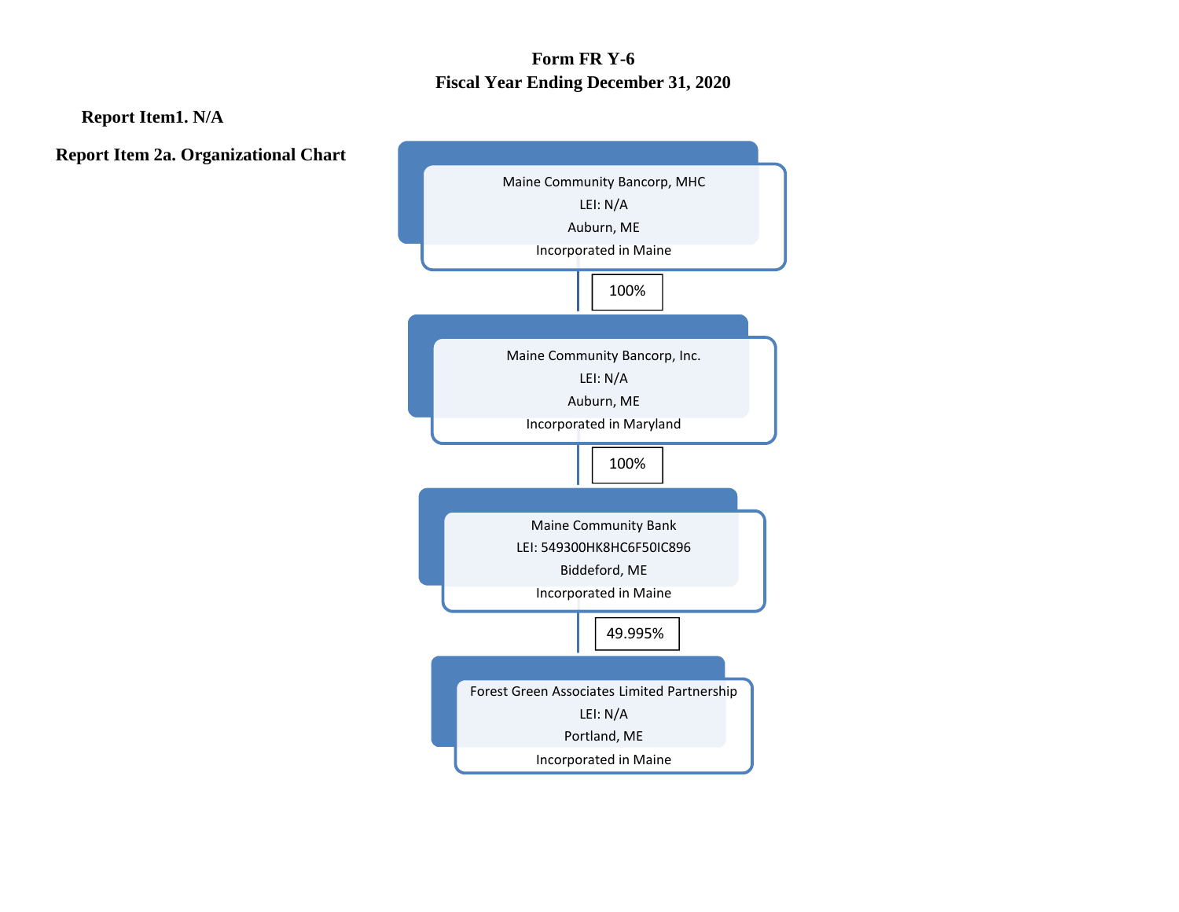# Form FR Y-6
## Fiscal Year Ending December 31, 2020

**Report Item1. N/A**

**Report Item 2a. Organizational Chart**

Maine Community Bancorp, MHC
LEI: N/A
Auburn, ME
Incorporated in Maine

100%

Maine Community Bancorp, Inc.
LEI: N/A
Auburn, ME
Incorporated in Maryland

100%

Maine Community Bank
LEI: 549300HK8HC6F50IC896
Biddeford, ME
Incorporated in Maine

49.995%

Forest Green Associates Limited Partnership
LEI: N/A
Portland, ME
Incorporated in Maine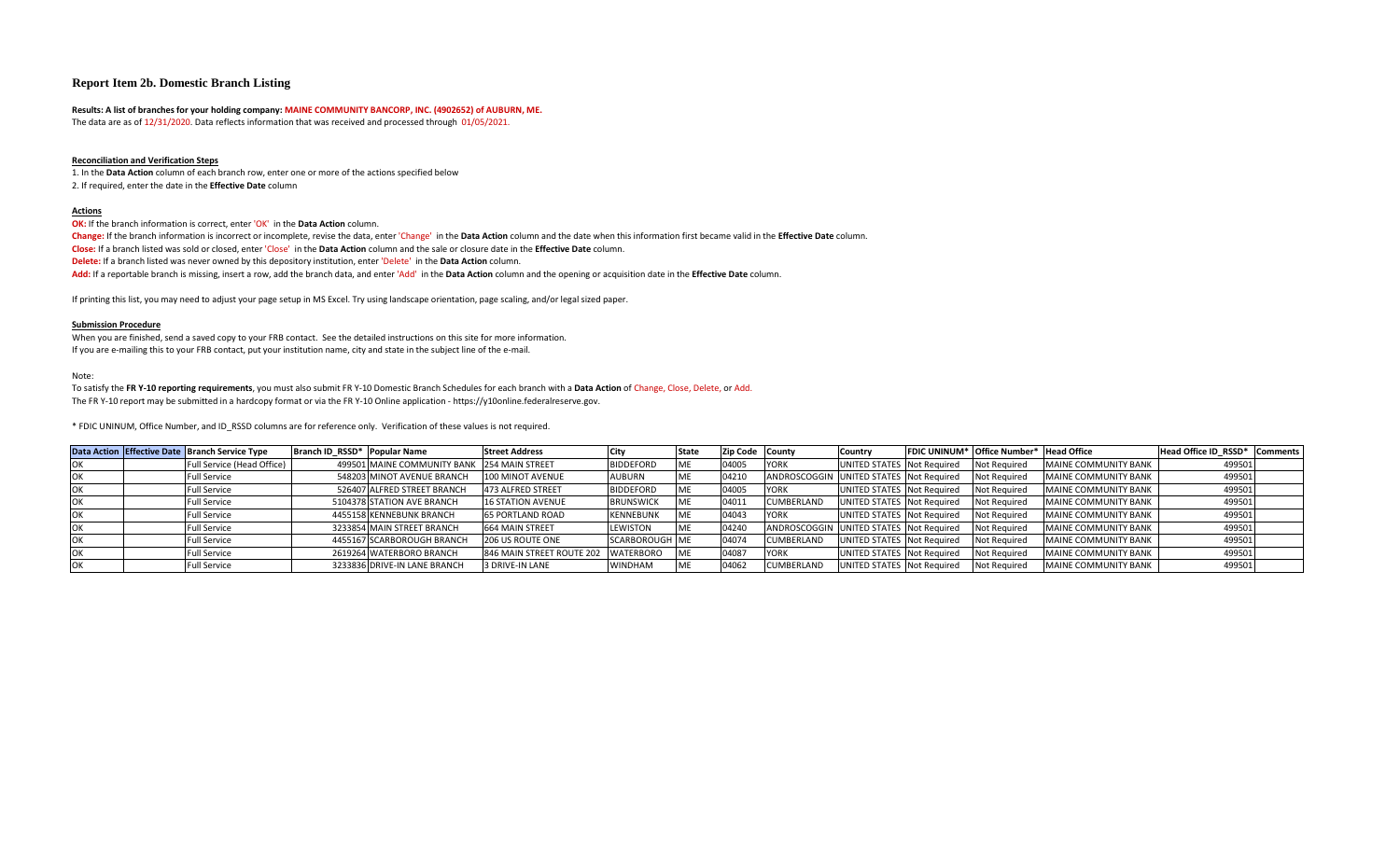# Report Item 2b. Domestic Branch Listing

**Results: A list of branches for your holding company: MAINE COMMUNITY BANCORP, INC. (4902652) of AUBURN, ME.**

The data are as of 12/31/2020. Data reflects information that was received and processed through 01/05/2021.

**Reconciliation and Verification Steps**

1. In the **Data Action** column of each branch row, enter one or more of the actions specified below
2. If required, enter the date in the **Effective Date** column

**Actions**

**OK:** If the branch information is correct, enter 'OK' in the **Data Action** column.

**Change:** If the branch information is incorrect or incomplete, revise the data, enter 'Change' in the **Data Action** column and the date when this information first became valid in the **Effective Date** column.

**Close:** If a branch listed was sold or closed, enter 'Close' in the **Data Action** column and the sale or closure date in the **Effective Date** column.

**Delete:** If a branch listed was never owned by this depository institution, enter 'Delete' in the **Data Action** column.

**Add:** If a reportable branch is missing, insert a row, add the branch data, and enter 'Add' in the **Data Action** column and the opening or acquisition date in the **Effective Date** column.

If printing this list, you may need to adjust your page setup in MS Excel. Try using landscape orientation, page scaling, and/or legal sized paper.

**Submission Procedure**

When you are finished, send a saved copy to your FRB contact. See the detailed instructions on this site for more information.

If you are e-mailing this to your FRB contact, put your institution name, city and state in the subject line of the e-mail.

Note:

To satisfy the **FR Y-10 reporting requirements**, you must also submit FR Y-10 Domestic Branch Schedules for each branch with a **Data Action** of Change, Close, Delete, or Add.

The FR Y-10 report may be submitted in a hardcopy format or via the FR Y-10 Online application - https://y10online.federalreserve.gov.

* FDIC UNINUM, Office Number, and ID_RSSD columns are for reference only. Verification of these values is not required.

| Data Action | Effective Date | Branch Service Type | Branch ID_RSSD* | Popular Name | Street Address | City | State | Zip Code | County | Country | FDIC UNINUM* | Office Number* | Head Office | Head Office ID_RSSD* | Comments |
|---|---|---|---|---|---|---|---|---|---|---|---|---|---|---|---|
| OK | | Full Service (Head Office) | 499501 | MAINE COMMUNITY BANK | 254 MAIN STREET | BIDDEFORD | ME | 04005 | YORK | UNITED STATES | Not Required | Not Required | MAINE COMMUNITY BANK | 499501 | |
| OK | | Full Service | 548203 | MINOT AVENUE BRANCH | 100 MINOT AVENUE | AUBURN | ME | 04210 | ANDROSCOGGIN | UNITED STATES | Not Required | Not Required | MAINE COMMUNITY BANK | 499501 | |
| OK | | Full Service | 526407 | ALFRED STREET BRANCH | 473 ALFRED STREET | BIDDEFORD | ME | 04005 | YORK | UNITED STATES | Not Required | Not Required | MAINE COMMUNITY BANK | 499501 | |
| OK | | Full Service | 5104378 | STATION AVE BRANCH | 16 STATION AVENUE | BRUNSWICK | ME | 04011 | CUMBERLAND | UNITED STATES | Not Required | Not Required | MAINE COMMUNITY BANK | 499501 | |
| OK | | Full Service | 4455158 | KENNEBUNK BRANCH | 65 PORTLAND ROAD | KENNEBUNK | ME | 04043 | YORK | UNITED STATES | Not Required | Not Required | MAINE COMMUNITY BANK | 499501 | |
| OK | | Full Service | 3233854 | MAIN STREET BRANCH | 664 MAIN STREET | LEWISTON | ME | 04240 | ANDROSCOGGIN | UNITED STATES | Not Required | Not Required | MAINE COMMUNITY BANK | 499501 | |
| OK | | Full Service | 4455167 | SCARBOROUGH BRANCH | 206 US ROUTE ONE | SCARBOROUGH | ME | 04074 | CUMBERLAND | UNITED STATES | Not Required | Not Required | MAINE COMMUNITY BANK | 499501 | |
| OK | | Full Service | 2619264 | WATERBORO BRANCH | 846 MAIN STREET ROUTE 202 | WATERBORO | ME | 04087 | YORK | UNITED STATES | Not Required | Not Required | MAINE COMMUNITY BANK | 499501 | |
| OK | | Full Service | 3233836 | DRIVE-IN LANE BRANCH | 3 DRIVE-IN LANE | WINDHAM | ME | 04062 | CUMBERLAND | UNITED STATES | Not Required | Not Required | MAINE COMMUNITY BANK | 499501 | |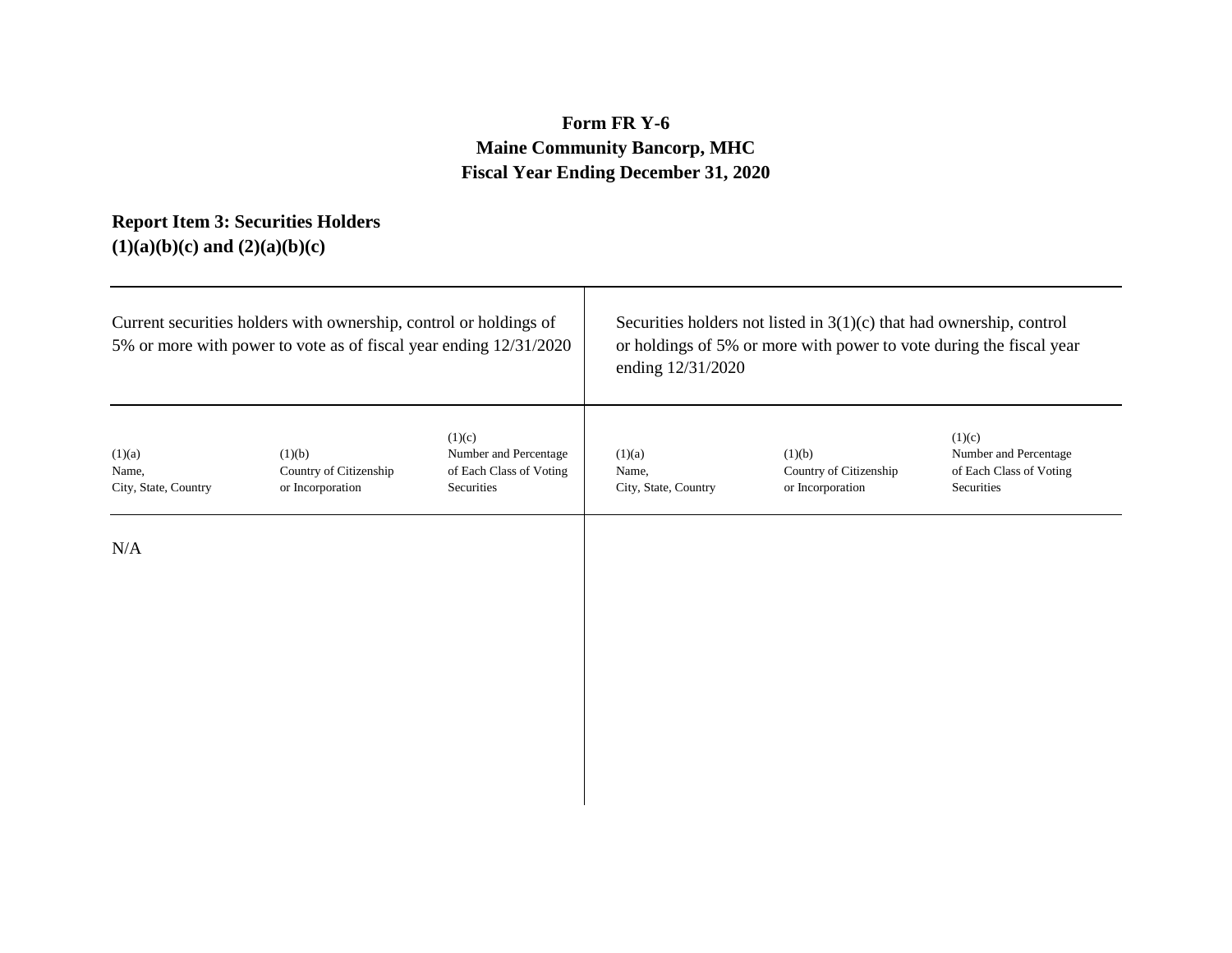**Form FR Y-6**
**Maine Community Bancorp, MHC**
**Fiscal Year Ending December 31, 2020**

**Report Item 3: Securities Holders**
**(1)(a)(b)(c) and (2)(a)(b)(c)**

| Current securities holders with ownership, control or holdings of 5% or more with power to vote as of fiscal year ending 12/31/2020 | | | Securities holders not listed in 3(1)(c) that had ownership, control or holdings of 5% or more with power to vote during the fiscal year ending 12/31/2020 | | |
|---|---|---|---|---|---|
| (1)(a) Name, City, State, Country | (1)(b) Country of Citizenship or Incorporation | (1)(c) Number and Percentage of Each Class of Voting Securities | (1)(a) Name, City, State, Country | (1)(b) Country of Citizenship or Incorporation | (1)(c) Number and Percentage of Each Class of Voting Securities |
| N/A | | | | | |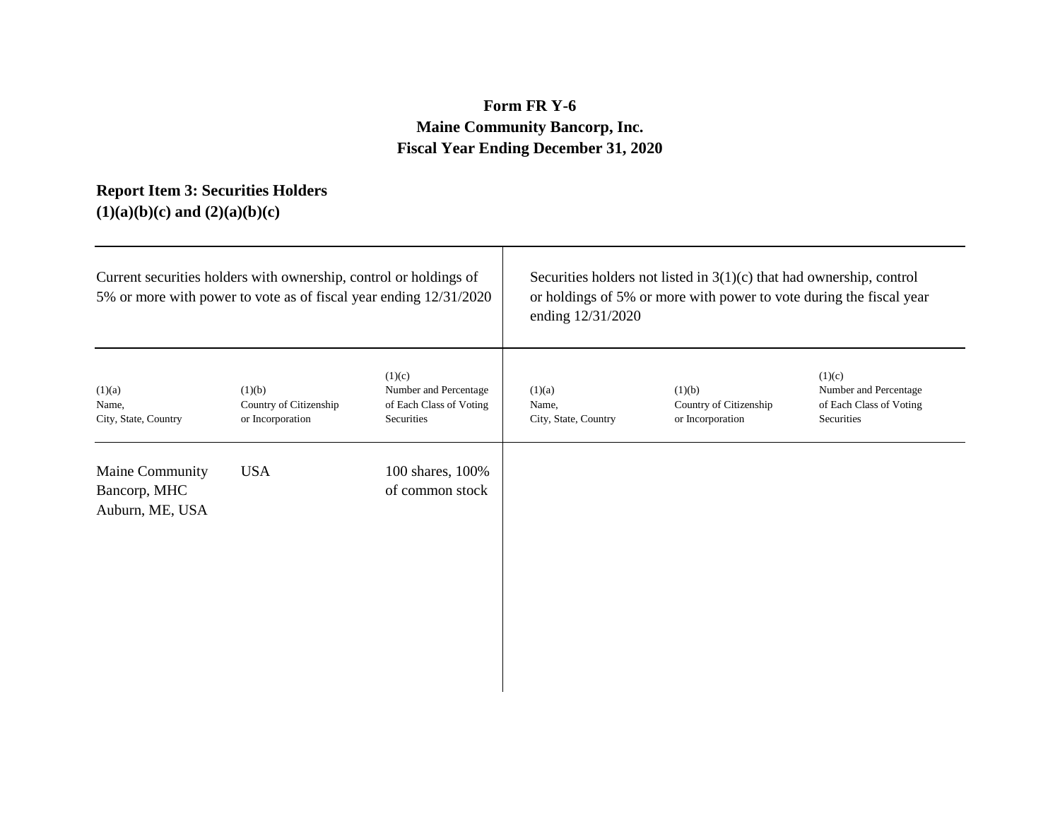**Form FR Y-6**
**Maine Community Bancorp, Inc.**
**Fiscal Year Ending December 31, 2020**

**Report Item 3: Securities Holders**
**(1)(a)(b)(c) and (2)(a)(b)(c)**

| Current securities holders with ownership, control or holdings of 5% or more with power to vote as of fiscal year ending 12/31/2020 | | | Securities holders not listed in 3(1)(c) that had ownership, control or holdings of 5% or more with power to vote during the fiscal year ending 12/31/2020 | | |
|---|---|---|---|---|---|
| (1)(a) Name, City, State, Country | (1)(b) Country of Citizenship or Incorporation | (1)(c) Number and Percentage of Each Class of Voting Securities | (1)(a) Name, City, State, Country | (1)(b) Country of Citizenship or Incorporation | (1)(c) Number and Percentage of Each Class of Voting Securities |
| Maine Community Bancorp, MHC Auburn, ME, USA | USA | 100 shares, 100% of common stock | | | |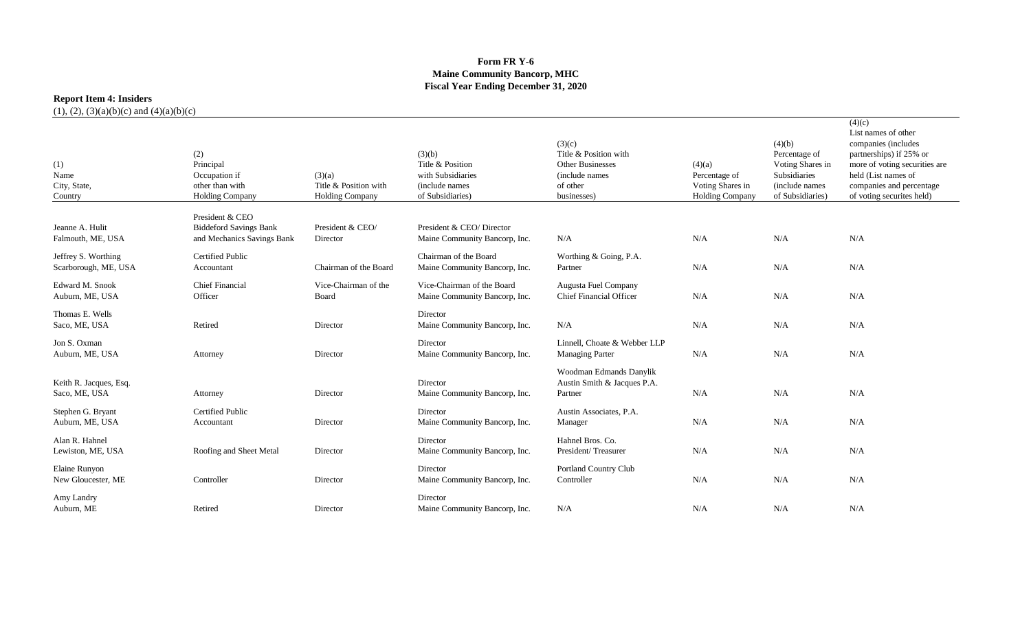**Form FR Y-6**
**Maine Community Bancorp, MHC**
**Fiscal Year Ending December 31, 2020**

**Report Item 4: Insiders**
(1), (2), (3)(a)(b)(c) and (4)(a)(b)(c)

| (1) Name City, State, Country | (2) Principal Occupation if other than with Holding Company | (3)(a) Title & Position with Holding Company | (3)(b) Title & Position with Subsidiaries (include names of Subsidiaries) | (3)(c) Title & Position with Other Businesses (include names of other businesses) | (4)(a) Percentage of Voting Shares in Holding Company | (4)(b) Percentage of Voting Shares in Subsidiaries (include names of Subsidiaries) | (4)(c) List names of other companies (includes partnerships) if 25% or more of voting securities are held (List names of companies and percentage of voting securites held) |
|---|---|---|---|---|---|---|---|
| Jeanne A. Hulit Falmouth, ME, USA | President & CEO Biddeford Savings Bank and Mechanics Savings Bank | President & CEO/ Director | President & CEO/ Director Maine Community Bancorp, Inc. | N/A | N/A | N/A | N/A |
| Jeffrey S. Worthing Scarborough, ME, USA | Certified Public Accountant | Chairman of the Board | Chairman of the Board Maine Community Bancorp, Inc. | Worthing & Going, P.A. Partner | N/A | N/A | N/A |
| Edward M. Snook Auburn, ME, USA | Chief Financial Officer | Vice-Chairman of the Board | Vice-Chairman of the Board Maine Community Bancorp, Inc. | Augusta Fuel Company Chief Financial Officer | N/A | N/A | N/A |
| Thomas E. Wells Saco, ME, USA | Retired | Director | Director Maine Community Bancorp, Inc. | N/A | N/A | N/A | N/A |
| Jon S. Oxman Auburn, ME, USA | Attorney | Director | Director Maine Community Bancorp, Inc. | Linnell, Choate & Webber LLP Managing Parter | N/A | N/A | N/A |
| Keith R. Jacques, Esq. Saco, ME, USA | Attorney | Director | Director Maine Community Bancorp, Inc. | Woodman Edmands Danylik Austin Smith & Jacques P.A. Partner | N/A | N/A | N/A |
| Stephen G. Bryant Auburn, ME, USA | Certified Public Accountant | Director | Director Maine Community Bancorp, Inc. | Austin Associates, P.A. Manager | N/A | N/A | N/A |
| Alan R. Hahnel Lewiston, ME, USA | Roofing and Sheet Metal | Director | Director Maine Community Bancorp, Inc. | Hahnel Bros. Co. President/ Treasurer | N/A | N/A | N/A |
| Elaine Runyon New Gloucester, ME | Controller | Director | Director Maine Community Bancorp, Inc. | Portland Country Club Controller | N/A | N/A | N/A |
| Amy Landry Auburn, ME | Retired | Director | Director Maine Community Bancorp, Inc. | N/A | N/A | N/A | N/A |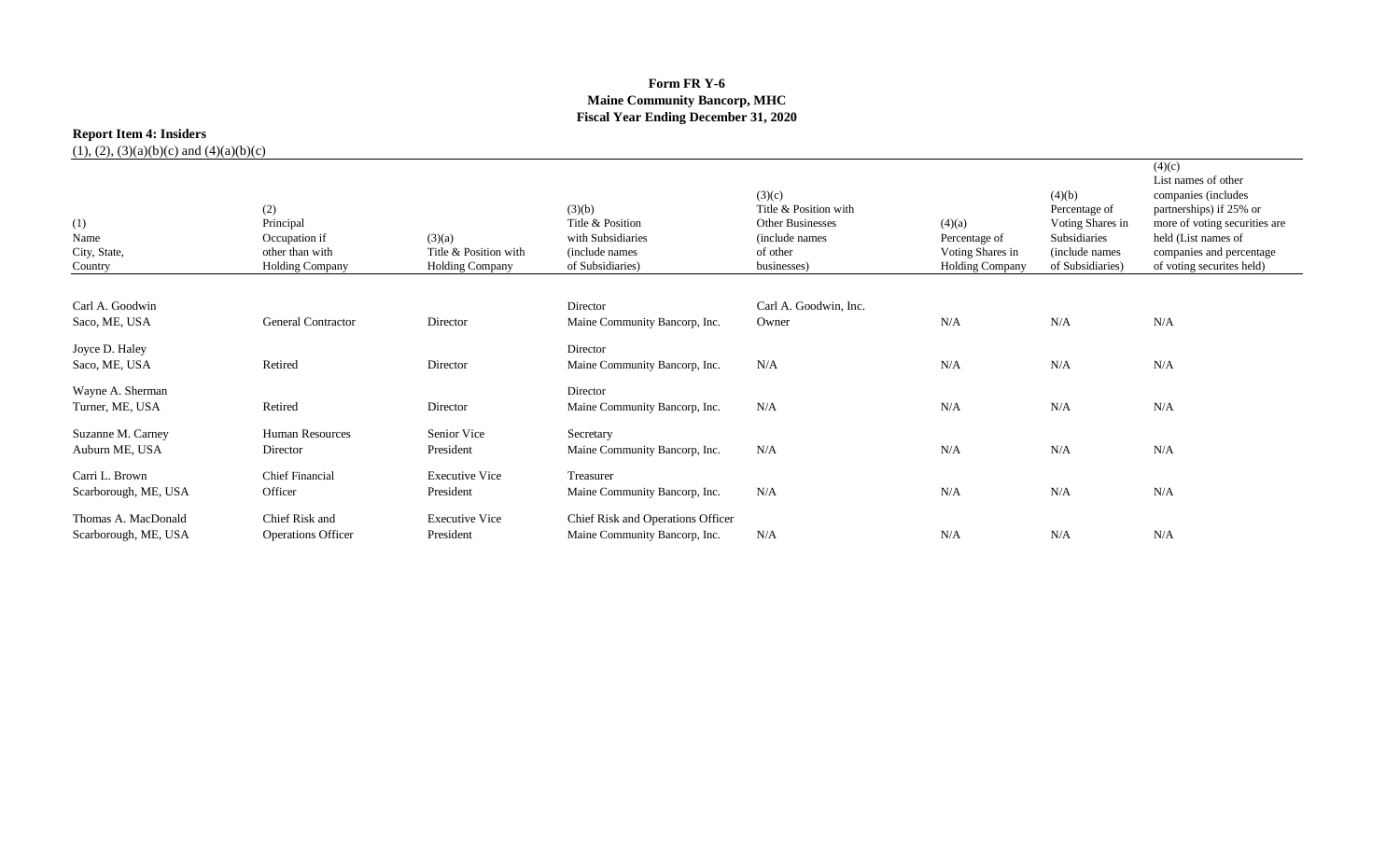**Form FR Y-6**
**Maine Community Bancorp, MHC**
**Fiscal Year Ending December 31, 2020**

**Report Item 4: Insiders**
(1), (2), (3)(a)(b)(c) and (4)(a)(b)(c)

| (1) Name City, State, Country | (2) Principal Occupation if other than with Holding Company | (3)(a) Title & Position with Holding Company | (3)(b) Title & Position with Subsidiaries (include names of Subsidiaries) | (3)(c) Title & Position with Other Businesses (include names of other businesses) | (4)(a) Percentage of Voting Shares in Holding Company | (4)(b) Percentage of Voting Shares in Subsidiaries (include names of Subsidiaries) | (4)(c) List names of other companies (includes partnerships) if 25% or more of voting securities are held (List names of companies and percentage of voting securites held) |
|---|---|---|---|---|---|---|---|
| Carl A. Goodwin Saco, ME, USA | General Contractor | Director | Director Maine Community Bancorp, Inc. | Carl A. Goodwin, Inc. Owner | N/A | N/A | N/A |
| Joyce D. Haley Saco, ME, USA | Retired | Director | Director Maine Community Bancorp, Inc. | N/A | N/A | N/A | N/A |
| Wayne A. Sherman Turner, ME, USA | Retired | Director | Director Maine Community Bancorp, Inc. | N/A | N/A | N/A | N/A |
| Suzanne M. Carney Auburn ME, USA | Human Resources Director | Senior Vice President | Secretary Maine Community Bancorp, Inc. | N/A | N/A | N/A | N/A |
| Carri L. Brown Scarborough, ME, USA | Chief Financial Officer | Executive Vice President | Treasurer Maine Community Bancorp, Inc. | N/A | N/A | N/A | N/A |
| Thomas A. MacDonald Scarborough, ME, USA | Chief Risk and Operations Officer | Executive Vice President | Chief Risk and Operations Officer Maine Community Bancorp, Inc. | N/A | N/A | N/A | N/A |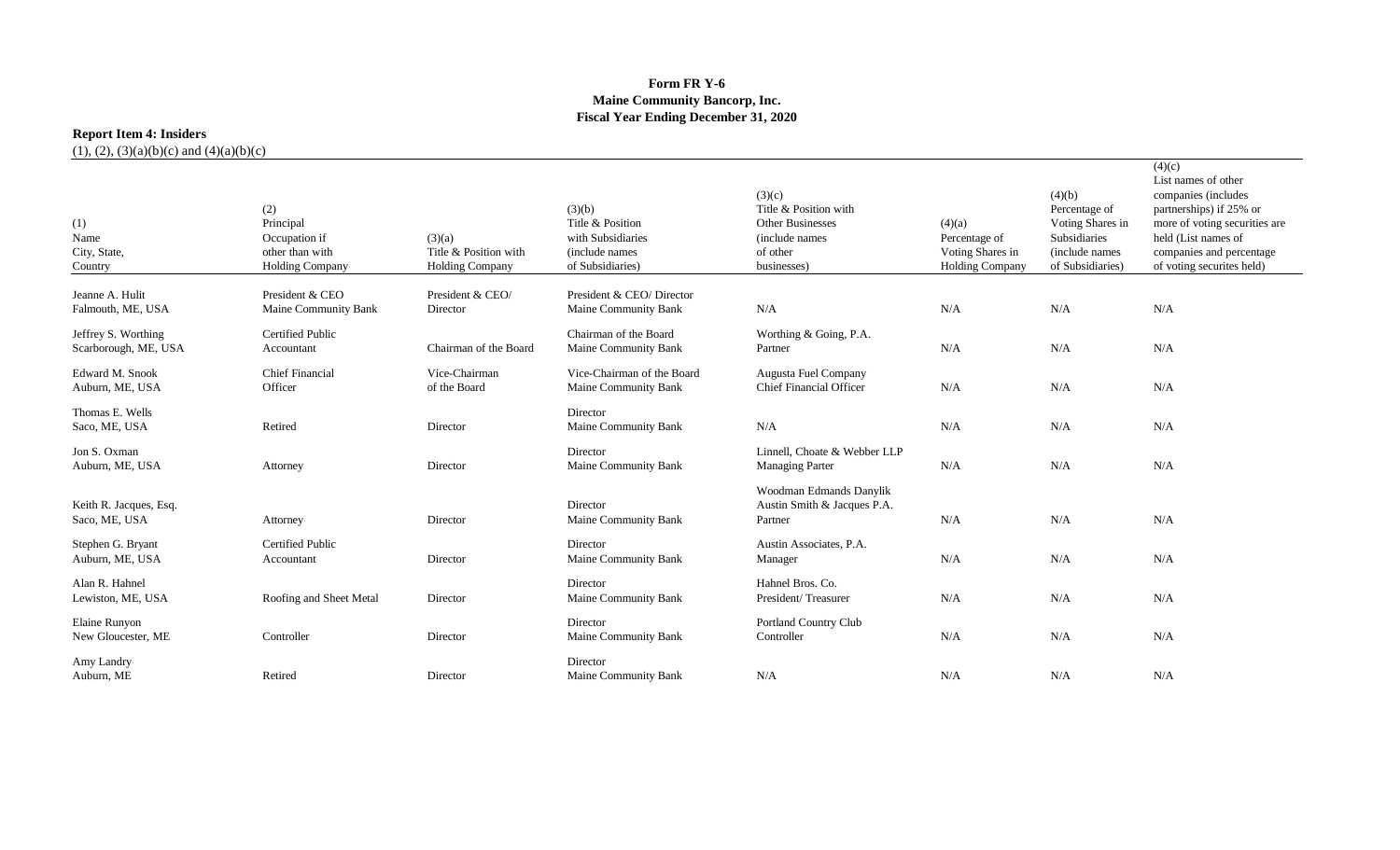**Form FR Y-6**
**Maine Community Bancorp, Inc.**
**Fiscal Year Ending December 31, 2020**

**Report Item 4: Insiders**
(1), (2), (3)(a)(b)(c) and (4)(a)(b)(c)

| (1) Name City, State, Country | (2) Principal Occupation if other than with Holding Company | (3)(a) Title & Position with Holding Company | (3)(b) Title & Position with Subsidiaries (include names of Subsidiaries) | (3)(c) Title & Position with Other Businesses (include names of other businesses) | (4)(a) Percentage of Voting Shares in Holding Company | (4)(b) Percentage of Voting Shares in Subsidiaries (include names of Subsidiaries) | (4)(c) List names of other companies (includes partnerships) if 25% or more of voting securities are held (List names of companies and percentage of voting securites held) |
|---|---|---|---|---|---|---|---|
| Jeanne A. Hulit Falmouth, ME, USA | President & CEO Maine Community Bank | President & CEO/ Director | President & CEO/ Director Maine Community Bank | N/A | N/A | N/A | N/A |
| Jeffrey S. Worthing Scarborough, ME, USA | Certified Public Accountant | Chairman of the Board | Chairman of the Board Maine Community Bank | Worthing & Going, P.A. Partner | N/A | N/A | N/A |
| Edward M. Snook Auburn, ME, USA | Chief Financial Officer | Vice-Chairman of the Board | Vice-Chairman of the Board Maine Community Bank | Augusta Fuel Company Chief Financial Officer | N/A | N/A | N/A |
| Thomas E. Wells Saco, ME, USA | Retired | Director | Director Maine Community Bank | N/A | N/A | N/A | N/A |
| Jon S. Oxman Auburn, ME, USA | Attorney | Director | Director Maine Community Bank | Linnell, Choate & Webber LLP Managing Parter | N/A | N/A | N/A |
| Keith R. Jacques, Esq. Saco, ME, USA | Attorney | Director | Director Maine Community Bank | Woodman Edmands Danylik Austin Smith & Jacques P.A. Partner | N/A | N/A | N/A |
| Stephen G. Bryant Auburn, ME, USA | Certified Public Accountant | Director | Director Maine Community Bank | Austin Associates, P.A. Manager | N/A | N/A | N/A |
| Alan R. Hahnel Lewiston, ME, USA | Roofing and Sheet Metal | Director | Director Maine Community Bank | Hahnel Bros. Co. President/ Treasurer | N/A | N/A | N/A |
| Elaine Runyon New Gloucester, ME | Controller | Director | Director Maine Community Bank | Portland Country Club Controller | N/A | N/A | N/A |
| Amy Landry Auburn, ME | Retired | Director | Director Maine Community Bank | N/A | N/A | N/A | N/A |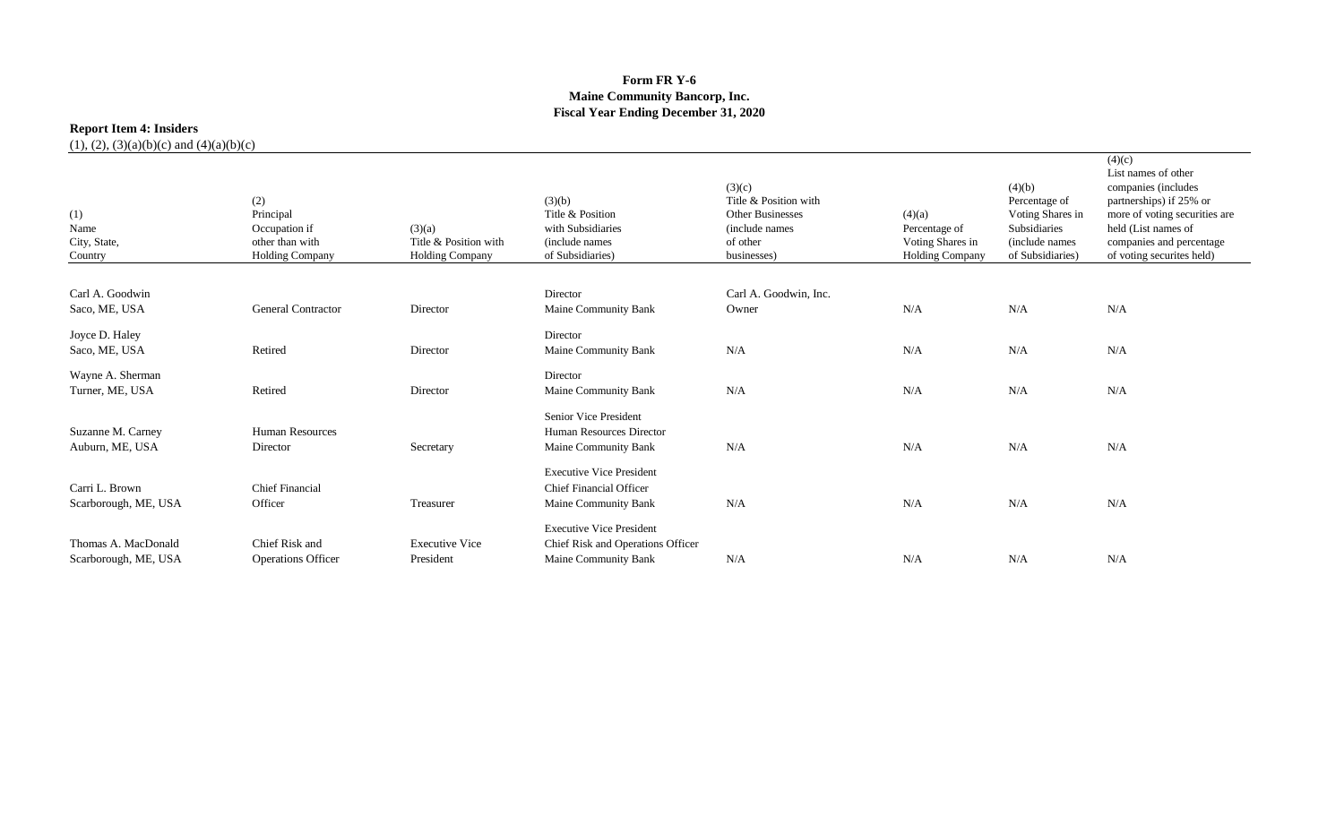**Form FR Y-6**
**Maine Community Bancorp, Inc.**
**Fiscal Year Ending December 31, 2020**

**Report Item 4: Insiders**
(1), (2), (3)(a)(b)(c) and (4)(a)(b)(c)

| (1) Name City, State, Country | (2) Principal Occupation if other than with Holding Company | (3)(a) Title & Position with Holding Company | (3)(b) Title & Position with Subsidiaries (include names of Subsidiaries) | (3)(c) Title & Position with Other Businesses (include names of other businesses) | (4)(a) Percentage of Voting Shares in Holding Company | (4)(b) Percentage of Voting Shares in Subsidiaries (include names of Subsidiaries) | (4)(c) List names of other companies (includes partnerships) if 25% or more of voting securities are held (List names of companies and percentage of voting securites held) |
|---|---|---|---|---|---|---|---|
| Carl A. Goodwin Saco, ME, USA | General Contractor | Director | Director Maine Community Bank | Carl A. Goodwin, Inc. Owner | N/A | N/A | N/A |
| Joyce D. Haley Saco, ME, USA | Retired | Director | Director Maine Community Bank | N/A | N/A | N/A | N/A |
| Wayne A. Sherman Turner, ME, USA | Retired | Director | Director Maine Community Bank | N/A | N/A | N/A | N/A |
| Suzanne M. Carney Auburn, ME, USA | Human Resources Director | Secretary | Senior Vice President Human Resources Director Maine Community Bank | N/A | N/A | N/A | N/A |
| Carri L. Brown Scarborough, ME, USA | Chief Financial Officer | Treasurer | Executive Vice President Chief Financial Officer Maine Community Bank | N/A | N/A | N/A | N/A |
| Thomas A. MacDonald Scarborough, ME, USA | Chief Risk and Operations Officer | Executive Vice President | Executive Vice President Chief Risk and Operations Officer Maine Community Bank | N/A | N/A | N/A | N/A |